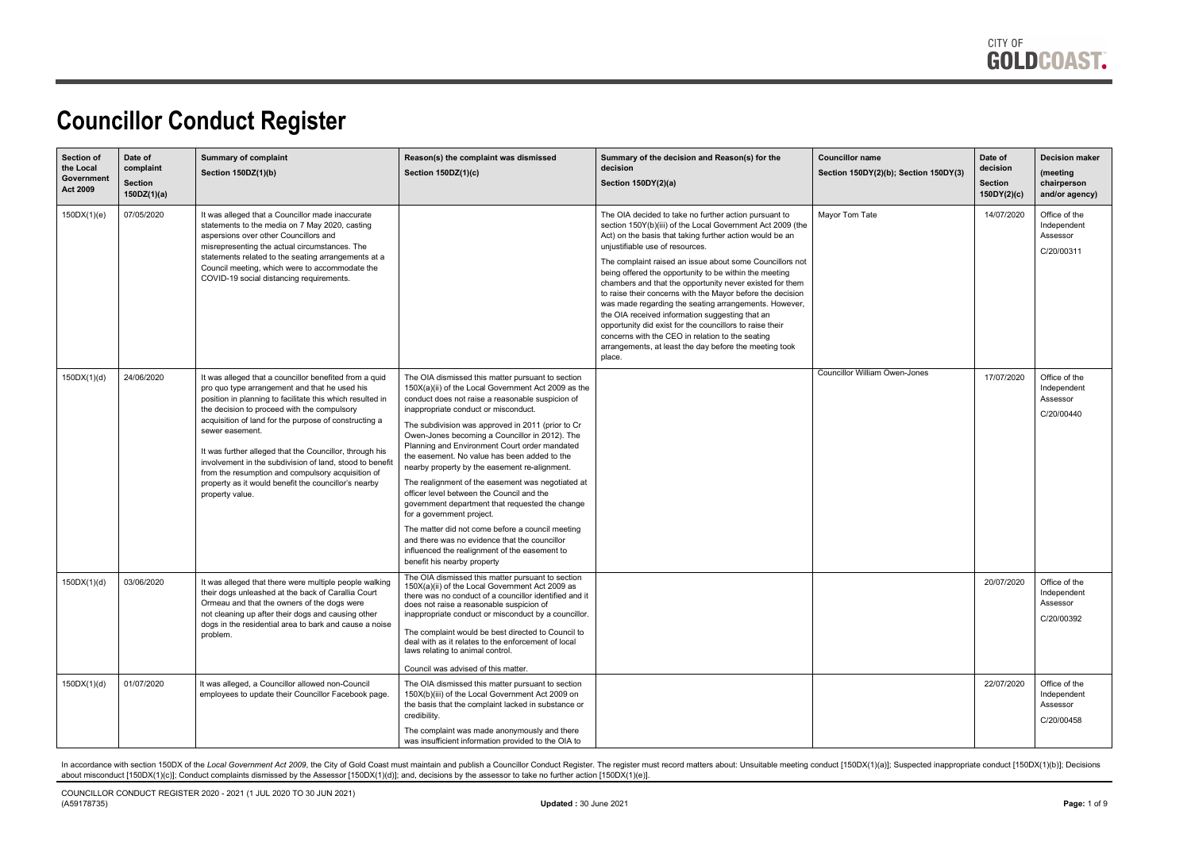# Councillor Conduct Register

| Section of the Local Government Act 2009 | Date of complaint Section 150DZ(1)(a) | Summary of complaint Section 150DZ(1)(b) | Reason(s) the complaint was dismissed Section 150DZ(1)(c) | Summary of the decision and Reason(s) for the decision Section 150DY(2)(a) | Councillor name Section 150DY(2)(b); Section 150DY(3) | Date of decision Section 150DY(2)(c) | Decision maker (meeting chairperson and/or agency) |
|---|---|---|---|---|---|---|---|
| 150DX(1)(e) | 07/05/2020 | It was alleged that a Councillor made inaccurate statements to the media on 7 May 2020, casting aspersions over other Councillors and misrepresenting the actual circumstances. The statements related to the seating arrangements at a Council meeting, which were to accommodate the COVID-19 social distancing requirements. | | The OIA decided to take no further action pursuant to section 150Y(b)(iii) of the Local Government Act 2009 (the Act) on the basis that taking further action would be an unjustifiable use of resources. The complaint raised an issue about some Councillors not being offered the opportunity to be within the meeting chambers and that the opportunity never existed for them to raise their concerns with the Mayor before the decision was made regarding the seating arrangements. However, the OIA received information suggesting that an opportunity did exist for the councillors to raise their concerns with the CEO in relation to the seating arrangements, at least the day before the meeting took place. | Mayor Tom Tate | 14/07/2020 | Office of the Independent Assessor C/20/00311 |
| 150DX(1)(d) | 24/06/2020 | It was alleged that a councillor benefited from a quid pro quo type arrangement and that he used his position in planning to facilitate this which resulted in the decision to proceed with the compulsory acquisition of land for the purpose of constructing a sewer easement. It was further alleged that the Councillor, through his involvement in the subdivision of land, stood to benefit from the resumption and compulsory acquisition of property as it would benefit the councillor's nearby property value. | The OIA dismissed this matter pursuant to section 150X(a)(ii) of the Local Government Act 2009 as the conduct does not raise a reasonable suspicion of inappropriate conduct or misconduct. The subdivision was approved in 2011 (prior to Cr Owen-Jones becoming a Councillor in 2012). The Planning and Environment Court order mandated the easement. No value has been added to the nearby property by the easement re-alignment. The realignment of the easement was negotiated at officer level between the Council and the government department that requested the change for a government project. The matter did not come before a council meeting and there was no evidence that the councillor influenced the realignment of the easement to benefit his nearby property | | Councillor William Owen-Jones | 17/07/2020 | Office of the Independent Assessor C/20/00440 |
| 150DX(1)(d) | 03/06/2020 | It was alleged that there were multiple people walking their dogs unleashed at the back of Carallia Court Ormeau and that the owners of the dogs were not cleaning up after their dogs and causing other dogs in the residential area to bark and cause a noise problem. | The OIA dismissed this matter pursuant to section 150X(a)(ii) of the Local Government Act 2009 as there was no conduct of a councillor identified and it does not raise a reasonable suspicion of inappropriate conduct or misconduct by a councillor. The complaint would be best directed to Council to deal with as it relates to the enforcement of local laws relating to animal control. Council was advised of this matter. | | | 20/07/2020 | Office of the Independent Assessor C/20/00392 |
| 150DX(1)(d) | 01/07/2020 | It was alleged, a Councillor allowed non-Council employees to update their Councillor Facebook page. | The OIA dismissed this matter pursuant to section 150X(b)(iii) of the Local Government Act 2009 on the basis that the complaint lacked in substance or credibility. The complaint was made anonymously and there was insufficient information provided to the OIA to | | | 22/07/2020 | Office of the Independent Assessor C/20/00458 |

In accordance with section 150DX of the *Local Government Act 2009*, the City of Gold Coast must maintain and publish a Councillor Conduct Register. The register must record matters about: Unsuitable meeting conduct [150DX(1)(a)]; Suspected inappropriate conduct [150DX(1)(b)]; Decisions about misconduct [150DX(1)(c)]; Conduct complaints dismissed by the Assessor [150DX(1)(d)]; and, decisions by the assessor to take no further action [150DX(1)(e)].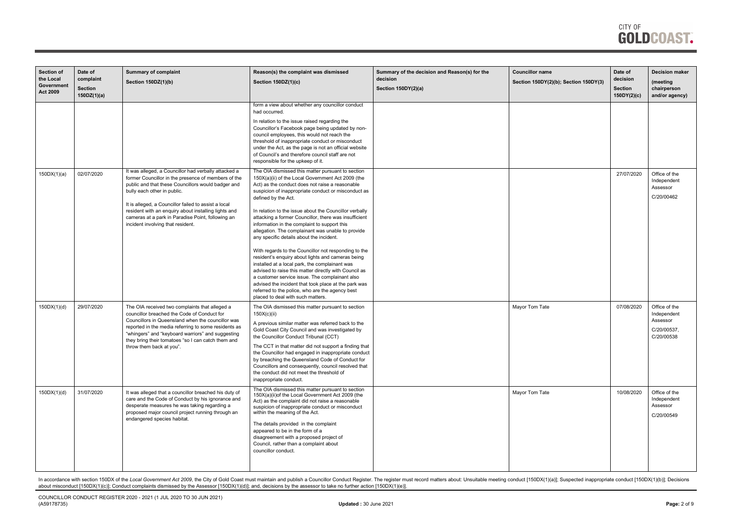| Section of the Local Government Act 2009 | Date of complaint Section 150DZ(1)(a) | Summary of complaint Section 150DZ(1)(b) | Reason(s) the complaint was dismissed Section 150DZ(1)(c) | Summary of the decision and Reason(s) for the decision Section 150DY(2)(a) | Councillor name Section 150DY(2)(b); Section 150DY(3) | Date of decision Section 150DY(2)(c) | Decision maker (meeting chairperson and/or agency) |
|---|---|---|---|---|---|---|---|
| | | | form a view about whether any councillor conduct had occurred.<br><br>In relation to the issue raised regarding the Councillor's Facebook page being updated by non-council employees, this would not reach the threshold of inappropriate conduct or misconduct under the Act, as the page is not an official website of Council's and therefore council staff are not responsible for the upkeep of it. | | | | |
| 150DX(1)(a) | 02/07/2020 | It was alleged, a Councillor had verbally attacked a former Councillor in the presence of members of the public and that these Councillors would badger and bully each other in public.<br><br>It is alleged, a Councillor failed to assist a local resident with an enquiry about installing lights and cameras at a park in Paradise Point, following an incident involving that resident. | The OIA dismissed this matter pursuant to section 150X(a)(ii) of the Local Government Act 2009 (the Act) as the conduct does not raise a reasonable suspicion of inappropriate conduct or misconduct as defined by the Act.<br><br>In relation to the issue about the Councillor verbally attacking a former Councillor, there was insufficient information in the complaint to support this allegation. The complainant was unable to provide any specific details about the incident.<br><br>With regards to the Councillor not responding to the resident's enquiry about lights and cameras being installed at a local park, the complainant was advised to raise this matter directly with Council as a customer service issue. The complainant also advised the incident that took place at the park was referred to the police, who are the agency best placed to deal with such matters. | | | 27/07/2020 | Office of the Independent Assessor<br><br>C/20/00462 |
| 150DX(1)(d) | 29/07/2020 | The OIA received two complaints that alleged a councillor breached the Code of Conduct for Councillors in Queensland when the councillor was reported in the media referring to some residents as "whingers" and "keyboard warriors" and suggesting they bring their tomatoes "so I can catch them and throw them back at you". | The OIA dismissed this matter pursuant to section 150X(c)(ii)<br><br>A previous similar matter was referred back to the Gold Coast City Council and was investigated by the Councillor Conduct Tribunal (CCT)<br><br>The CCT in that matter did not support a finding that the Councillor had engaged in inappropriate conduct by breaching the Queensland Code of Conduct for Councillors and consequently, council resolved that the conduct did not meet the threshold of inappropriate conduct. | | Mayor Tom Tate | 07/08/2020 | Office of the Independent Assessor<br><br>C/20/00537, C/20/00538 |
| 150DX(1)(d) | 31/07/2020 | It was alleged that a councillor breached his duty of care and the Code of Conduct by his ignorance and desperate measures he was taking regarding a proposed major council project running through an endangered species habitat. | The OIA dismissed this matter pursuant to section 150X(a)(ii)of the Local Government Act 2009 (the Act) as the complaint did not raise a reasonable suspicion of inappropriate conduct or misconduct within the meaning of the Act.<br><br>The details provided in the complaint appeared to be in the form of a disagreement with a proposed project of Council, rather than a complaint about councillor conduct. | | Mayor Tom Tate | 10/08/2020 | Office of the Independent Assessor<br><br>C/20/00549 |

In accordance with section 150DX of the *Local Government Act 2009*, the City of Gold Coast must maintain and publish a Councillor Conduct Register. The register must record matters about: Unsuitable meeting conduct [150DX(1)(a)]; Suspected inappropriate conduct [150DX(1)(b)]; Decisions about misconduct [150DX(1)(c)]; Conduct complaints dismissed by the Assessor [150DX(1)(d)]; and, decisions by the assessor to take no further action [150DX(1)(e)].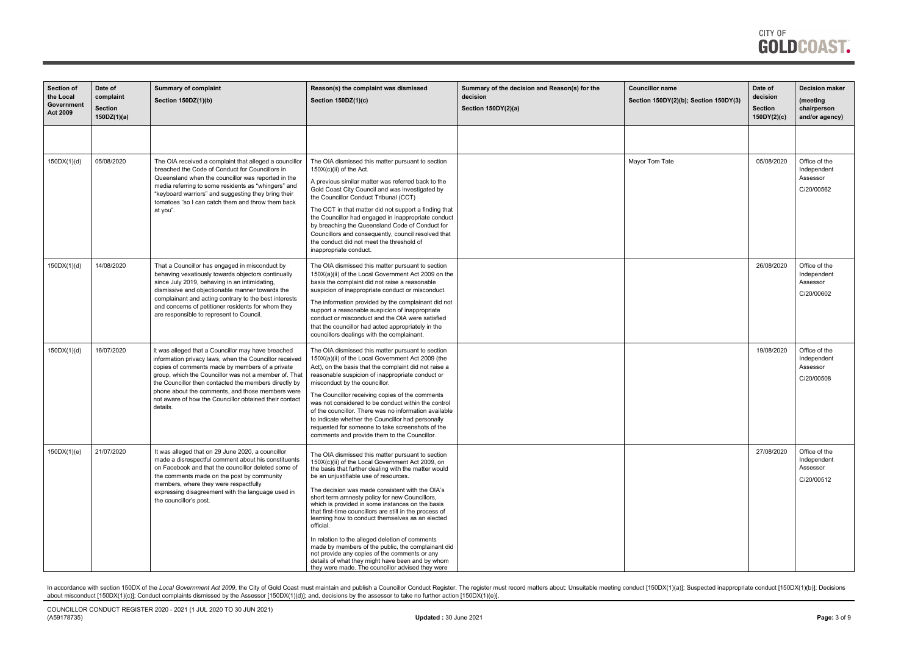| Section of the Local Government Act 2009 | Date of complaint Section 150DZ(1)(a) | Summary of complaint Section 150DZ(1)(b) | Reason(s) the complaint was dismissed Section 150DZ(1)(c) | Summary of the decision and Reason(s) for the decision Section 150DY(2)(a) | Councillor name Section 150DY(2)(b); Section 150DY(3) | Date of decision Section 150DY(2)(c) | Decision maker (meeting chairperson and/or agency) |
|---|---|---|---|---|---|---|---|
| | | | | | | | |
| 150DX(1)(d) | 05/08/2020 | The OIA received a complaint that alleged a councillor breached the Code of Conduct for Councillors in Queensland when the councillor was reported in the media referring to some residents as "whingers" and "keyboard warriors" and suggesting they bring their tomatoes "so I can catch them and throw them back at you". | The OIA dismissed this matter pursuant to section 150X(c)(ii) of the Act. A previous similar matter was referred back to the Gold Coast City Council and was investigated by the Councillor Conduct Tribunal (CCT) The CCT in that matter did not support a finding that the Councillor had engaged in inappropriate conduct by breaching the Queensland Code of Conduct for Councillors and consequently, council resolved that the conduct did not meet the threshold of inappropriate conduct. | | Mayor Tom Tate | 05/08/2020 | Office of the Independent Assessor C/20/00562 |
| 150DX(1)(d) | 14/08/2020 | That a Councillor has engaged in misconduct by behaving vexatiously towards objectors continually since July 2019, behaving in an intimidating, dismissive and objectionable manner towards the complainant and acting contrary to the best interests and concerns of petitioner residents for whom they are responsible to represent to Council. | The OIA dismissed this matter pursuant to section 150X(a)(ii) of the Local Government Act 2009 on the basis the complaint did not raise a reasonable suspicion of inappropriate conduct or misconduct. The information provided by the complainant did not support a reasonable suspicion of inappropriate conduct or misconduct and the OIA were satisfied that the councillor had acted appropriately in the councillors dealings with the complainant. | | | 26/08/2020 | Office of the Independent Assessor C/20/00602 |
| 150DX(1)(d) | 16/07/2020 | It was alleged that a Councillor may have breached information privacy laws, when the Councillor received copies of comments made by members of a private group, which the Councillor was not a member of. That the Councillor then contacted the members directly by phone about the comments, and those members were not aware of how the Councillor obtained their contact details. | The OIA dismissed this matter pursuant to section 150X(a)(ii) of the Local Government Act 2009 (the Act), on the basis that the complaint did not raise a reasonable suspicion of inappropriate conduct or misconduct by the councillor. The Councillor receiving copies of the comments was not considered to be conduct within the control of the councillor. There was no information available to indicate whether the Councillor had personally requested for someone to take screenshots of the comments and provide them to the Councillor. | | | 19/08/2020 | Office of the Independent Assessor C/20/00508 |
| 150DX(1)(e) | 21/07/2020 | It was alleged that on 29 June 2020, a councillor made a disrespectful comment about his constituents on Facebook and that the councillor deleted some of the comments made on the post by community members, where they were respectfully expressing disagreement with the language used in the councillor's post. | The OIA dismissed this matter pursuant to section 150X(c)(ii) of the Local Government Act 2009, on the basis that further dealing with the matter would be an unjustifiable use of resources. The decision was made consistent with the OIA's short term amnesty policy for new Councillors, which is provided in some instances on the basis that first-time councillors are still in the process of learning how to conduct themselves as an elected official. In relation to the alleged deletion of comments made by members of the public, the complainant did not provide any copies of the comments or any details of what they might have been and by whom they were made. The councillor advised they were | | | 27/08/2020 | Office of the Independent Assessor C/20/00512 |

In accordance with section 150DX of the *Local Government Act 2009*, the City of Gold Coast must maintain and publish a Councillor Conduct Register. The register must record matters about: Unsuitable meeting conduct [150DX(1)(a)]; Suspected inappropriate conduct [150DX(1)(b)]; Decisions about misconduct [150DX(1)(c)]; Conduct complaints dismissed by the Assessor [150DX(1)(d)]; and, decisions by the assessor to take no further action [150DX(1)(e)].

COUNCILLOR CONDUCT REGISTER 2020 - 2021 (1 JUL 2020 TO 30 JUN 2021)
(A59178735)

**Updated :** 30 June 2021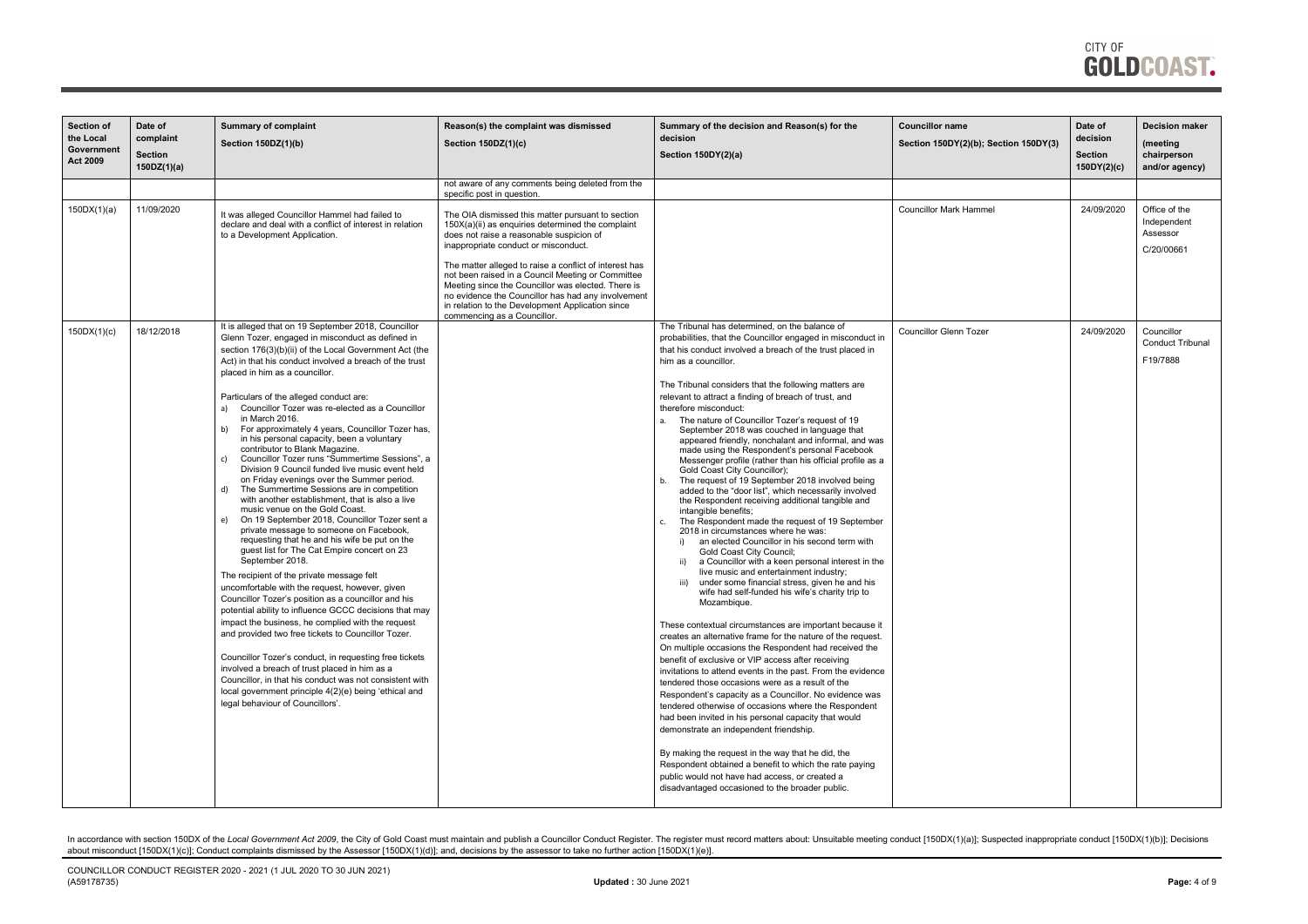| Section of the Local Government Act 2009 | Date of complaint Section 150DZ(1)(a) | Summary of complaint Section 150DZ(1)(b) | Reason(s) the complaint was dismissed Section 150DZ(1)(c) | Summary of the decision and Reason(s) for the decision Section 150DY(2)(a) | Councillor name Section 150DY(2)(b); Section 150DY(3) | Date of decision Section 150DY(2)(c) | Decision maker (meeting chairperson and/or agency) |
|---|---|---|---|---|---|---|---|
| | | | not aware of any comments being deleted from the specific post in question. | | | | |
| 150DX(1)(a) | 11/09/2020 | It was alleged Councillor Hammel had failed to declare and deal with a conflict of interest in relation to a Development Application. | The OIA dismissed this matter pursuant to section 150X(a)(ii) as enquiries determined the complaint does not raise a reasonable suspicion of inappropriate conduct or misconduct.<br><br>The matter alleged to raise a conflict of interest has not been raised in a Council Meeting or Committee Meeting since the Councillor was elected. There is no evidence the Councillor has had any involvement in relation to the Development Application since commencing as a Councillor. | | Councillor Mark Hammel | 24/09/2020 | Office of the Independent Assessor C/20/00661 |
| 150DX(1)(c) | 18/12/2018 | It is alleged that on 19 September 2018, Councillor Glenn Tozer, engaged in misconduct as defined in section 176(3)(b)(ii) of the Local Government Act (the Act) in that his conduct involved a breach of the trust placed in him as a councillor.<br><br>Particulars of the alleged conduct are:<br>a) Councillor Tozer was re-elected as a Councillor in March 2016.<br>b) For approximately 4 years, Councillor Tozer has, in his personal capacity, been a voluntary contributor to Blank Magazine.<br>c) Councillor Tozer runs "Summertime Sessions", a Division 9 Council funded live music event held on Friday evenings over the Summer period.<br>d) The Summertime Sessions are in competition with another establishment, that is also a live music venue on the Gold Coast.<br>e) On 19 September 2018, Councillor Tozer sent a private message to someone on Facebook, requesting that he and his wife be put on the guest list for The Cat Empire concert on 23 September 2018.<br><br>The recipient of the private message felt uncomfortable with the request, however, given Councillor Tozer's position as a councillor and his potential ability to influence GCCC decisions that may impact the business, he complied with the request and provided two free tickets to Councillor Tozer.<br><br>Councillor Tozer's conduct, in requesting free tickets involved a breach of trust placed in him as a Councillor, in that his conduct was not consistent with local government principle 4(2)(e) being 'ethical and legal behaviour of Councillors'. | | The Tribunal has determined, on the balance of probabilities, that the Councillor engaged in misconduct in that his conduct involved a breach of the trust placed in him as a councillor.<br><br>The Tribunal considers that the following matters are relevant to attract a finding of breach of trust, and therefore misconduct:<br>a. The nature of Councillor Tozer's request of 19 September 2018 was couched in language that appeared friendly, nonchalant and informal, and was made using the Respondent's personal Facebook Messenger profile (rather than his official profile as a Gold Coast City Councillor);<br>b. The request of 19 September 2018 involved being added to the "door list", which necessarily involved the Respondent receiving additional tangible and intangible benefits;<br>c. The Respondent made the request of 19 September 2018 in circumstances where he was:<br>i) an elected Councillor in his second term with Gold Coast City Council;<br>ii) a Councillor with a keen personal interest in the live music and entertainment industry;<br>iii) under some financial stress, given he and his wife had self-funded his wife's charity trip to Mozambique.<br><br>These contextual circumstances are important because it creates an alternative frame for the nature of the request. On multiple occasions the Respondent had received the benefit of exclusive or VIP access after receiving invitations to attend events in the past. From the evidence tendered those occasions were as a result of the Respondent's capacity as a Councillor. No evidence was tendered otherwise of occasions where the Respondent had been invited in his personal capacity that would demonstrate an independent friendship.<br><br>By making the request in the way that he did, the Respondent obtained a benefit to which the rate paying public would not have had access, or created a disadvantaged occasioned to the broader public. | Councillor Glenn Tozer | 24/09/2020 | Councillor Conduct Tribunal F19/7888 |

In accordance with section 150DX of the *Local Government Act 2009*, the City of Gold Coast must maintain and publish a Councillor Conduct Register. The register must record matters about: Unsuitable meeting conduct [150DX(1)(a)]; Suspected inappropriate conduct [150DX(1)(b)]; Decisions about misconduct [150DX(1)(c)]; Conduct complaints dismissed by the Assessor [150DX(1)(d)]; and, decisions by the assessor to take no further action [150DX(1)(e)].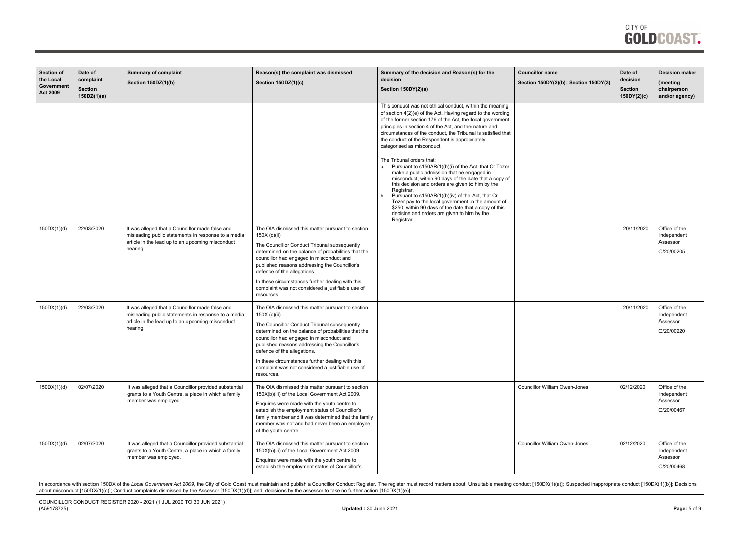| Section of the Local Government Act 2009 | Date of complaint Section 150DZ(1)(a) | Summary of complaint Section 150DZ(1)(b) | Reason(s) the complaint was dismissed Section 150DZ(1)(c) | Summary of the decision and Reason(s) for the decision Section 150DY(2)(a) | Councillor name Section 150DY(2)(b); Section 150DY(3) | Date of decision Section 150DY(2)(c) | Decision maker (meeting chairperson and/or agency) |
|---|---|---|---|---|---|---|---|
| | | | | This conduct was not ethical conduct, within the meaning of section 4(2)(e) of the Act. Having regard to the wording of the former section 176 of the Act, the local government principles in section 4 of the Act, and the nature and circumstances of the conduct, the Tribunal is satisfied that the conduct of the Respondent is appropriately categorised as misconduct.<br><br>The Tribunal orders that:<br>a. Pursuant to s150AR(1)(b)(i) of the Act, that Cr Tozer make a public admission that he engaged in misconduct, within 90 days of the date that a copy of this decision and orders are given to him by the Registrar.<br>b. Pursuant to s150AR(1)(b)(iv) of the Act, that Cr Tozer pay to the local government in the amount of $250, within 90 days of the date that a copy of this decision and orders are given to him by the Registrar. | | | |
| 150DX(1)(d) | 22/03/2020 | It was alleged that a Councillor made false and misleading public statements in response to a media article in the lead up to an upcoming misconduct hearing. | The OIA dismissed this matter pursuant to section 150X (c)(ii)<br><br>The Councillor Conduct Tribunal subsequently determined on the balance of probabilities that the councillor had engaged in misconduct and published reasons addressing the Councillor's defence of the allegations.<br><br>In these circumstances further dealing with this complaint was not considered a justifiable use of resources | | | 20/11/2020 | Office of the Independent Assessor<br>C/20/00205 |
| 150DX(1)(d) | 22/03/2020 | It was alleged that a Councillor made false and misleading public statements in response to a media article in the lead up to an upcoming misconduct hearing. | The OIA dismissed this matter pursuant to section 150X (c)(ii)<br><br>The Councillor Conduct Tribunal subsequently determined on the balance of probabilities that the councillor had engaged in misconduct and published reasons addressing the Councillor's defence of the allegations.<br><br>In these circumstances further dealing with this complaint was not considered a justifiable use of resources. | | | 20/11/2020 | Office of the Independent Assessor<br>C/20/00220 |
| 150DX(1)(d) | 02/07/2020 | It was alleged that a Councillor provided substantial grants to a Youth Centre, a place in which a family member was employed. | The OIA dismissed this matter pursuant to section 150X(b)(iii) of the Local Government Act 2009.<br><br>Enquires were made with the youth centre to establish the employment status of Councillor's family member and it was determined that the family member was not and had never been an employee of the youth centre. | | Councillor William Owen-Jones | 02/12/2020 | Office of the Independent Assessor<br>C/20/00467 |
| 150DX(1)(d) | 02/07/2020 | It was alleged that a Councillor provided substantial grants to a Youth Centre, a place in which a family member was employed. | The OIA dismissed this matter pursuant to section 150X(b)(iii) of the Local Government Act 2009.<br><br>Enquires were made with the youth centre to establish the employment status of Councillor's | | Councillor William Owen-Jones | 02/12/2020 | Office of the Independent Assessor<br>C/20/00468 |

In accordance with section 150DX of the *Local Government Act 2009*, the City of Gold Coast must maintain and publish a Councillor Conduct Register. The register must record matters about: Unsuitable meeting conduct [150DX(1)(a)]; Suspected inappropriate conduct [150DX(1)(b)]; Decisions about misconduct [150DX(1)(c)]; Conduct complaints dismissed by the Assessor [150DX(1)(d)]; and, decisions by the assessor to take no further action [150DX(1)(e)].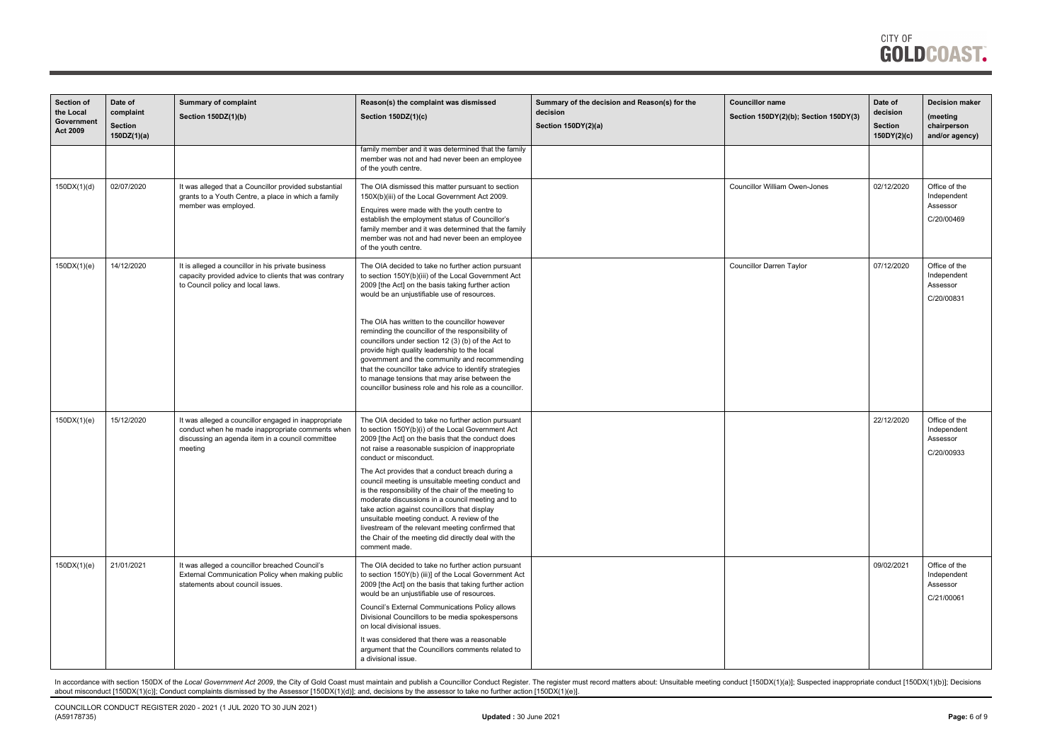| Section of the Local Government Act 2009 | Date of complaint Section 150DZ(1)(a) | Summary of complaint Section 150DZ(1)(b) | Reason(s) the complaint was dismissed Section 150DZ(1)(c) | Summary of the decision and Reason(s) for the decision Section 150DY(2)(a) | Councillor name Section 150DY(2)(b); Section 150DY(3) | Date of decision Section 150DY(2)(c) | Decision maker (meeting chairperson and/or agency) |
|---|---|---|---|---|---|---|---|
| | | | family member and it was determined that the family member was not and had never been an employee of the youth centre. | | | | |
| 150DX(1)(d) | 02/07/2020 | It was alleged that a Councillor provided substantial grants to a Youth Centre, a place in which a family member was employed. | The OIA dismissed this matter pursuant to section 150X(b)(iii) of the Local Government Act 2009. Enquires were made with the youth centre to establish the employment status of Councillor's family member and it was determined that the family member was not and had never been an employee of the youth centre. | | Councillor William Owen-Jones | 02/12/2020 | Office of the Independent Assessor C/20/00469 |
| 150DX(1)(e) | 14/12/2020 | It is alleged a councillor in his private business capacity provided advice to clients that was contrary to Council policy and local laws. | The OIA decided to take no further action pursuant to section 150Y(b)(iii) of the Local Government Act 2009 [the Act] on the basis taking further action would be an unjustifiable use of resources. The OIA has written to the councillor however reminding the councillor of the responsibility of councillors under section 12 (3) (b) of the Act to provide high quality leadership to the local government and the community and recommending that the councillor take advice to identify strategies to manage tensions that may arise between the councillor business role and his role as a councillor. | | Councillor Darren Taylor | 07/12/2020 | Office of the Independent Assessor C/20/00831 |
| 150DX(1)(e) | 15/12/2020 | It was alleged a councillor engaged in inappropriate conduct when he made inappropriate comments when discussing an agenda item in a council committee meeting | The OIA decided to take no further action pursuant to section 150Y(b)(i) of the Local Government Act 2009 [the Act] on the basis that the conduct does not raise a reasonable suspicion of inappropriate conduct or misconduct. The Act provides that a conduct breach during a council meeting is unsuitable meeting conduct and is the responsibility of the chair of the meeting to moderate discussions in a council meeting and to take action against councillors that display unsuitable meeting conduct. A review of the livestream of the relevant meeting confirmed that the Chair of the meeting did directly deal with the comment made. | | | 22/12/2020 | Office of the Independent Assessor C/20/00933 |
| 150DX(1)(e) | 21/01/2021 | It was alleged a councillor breached Council's External Communication Policy when making public statements about council issues. | The OIA decided to take no further action pursuant to section 150Y(b) (iii)] of the Local Government Act 2009 [the Act] on the basis that taking further action would be an unjustifiable use of resources. Council's External Communications Policy allows Divisional Councillors to be media spokespersons on local divisional issues. It was considered that there was a reasonable argument that the Councillors comments related to a divisional issue. | | | 09/02/2021 | Office of the Independent Assessor C/21/00061 |

In accordance with section 150DX of the *Local Government Act 2009*, the City of Gold Coast must maintain and publish a Councillor Conduct Register. The register must record matters about: Unsuitable meeting conduct [150DX(1)(a)]; Suspected inappropriate conduct [150DX(1)(b)]; Decisions about misconduct [150DX(1)(c)]; Conduct complaints dismissed by the Assessor [150DX(1)(d)]; and, decisions by the assessor to take no further action [150DX(1)(e)].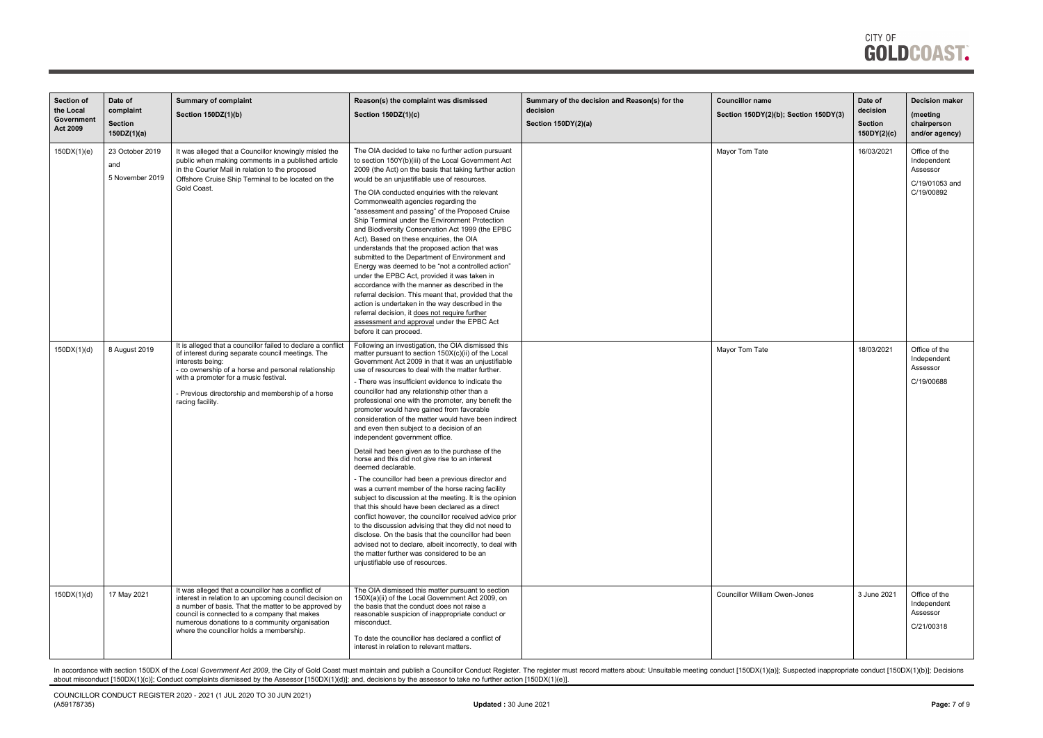| Section of the Local Government Act 2009 | Date of complaint Section 150DZ(1)(a) | Summary of complaint Section 150DZ(1)(b) | Reason(s) the complaint was dismissed Section 150DZ(1)(c) | Summary of the decision and Reason(s) for the decision Section 150DY(2)(a) | Councillor name Section 150DY(2)(b); Section 150DY(3) | Date of decision Section 150DY(2)(c) | Decision maker (meeting chairperson and/or agency) |
|---|---|---|---|---|---|---|---|
| 150DX(1)(e) | 23 October 2019 and 5 November 2019 | It was alleged that a Councillor knowingly misled the public when making comments in a published article in the Courier Mail in relation to the proposed Offshore Cruise Ship Terminal to be located on the Gold Coast. | The OIA decided to take no further action pursuant to section 150Y(b)(iii) of the Local Government Act 2009 (the Act) on the basis that taking further action would be an unjustifiable use of resources.<br><br>The OIA conducted enquiries with the relevant Commonwealth agencies regarding the "assessment and passing" of the Proposed Cruise Ship Terminal under the Environment Protection and Biodiversity Conservation Act 1999 (the EPBC Act). Based on these enquiries, the OIA understands that the proposed action that was submitted to the Department of Environment and Energy was deemed to be "not a controlled action" under the EPBC Act, provided it was taken in accordance with the manner as described in the referral decision. This meant that, provided that the action is undertaken in the way described in the referral decision, it does not require further assessment and approval under the EPBC Act before it can proceed. | | Mayor Tom Tate | 16/03/2021 | Office of the Independent Assessor C/19/01053 and C/19/00892 |
| 150DX(1)(d) | 8 August 2019 | It is alleged that a councillor failed to declare a conflict of interest during separate council meetings. The interests being:<br>- co ownership of a horse and personal relationship with a promoter for a music festival.<br>- Previous directorship and membership of a horse racing facility. | Following an investigation, the OIA dismissed this matter pursuant to section 150X(c)(ii) of the Local Government Act 2009 in that it was an unjustifiable use of resources to deal with the matter further.<br>- There was insufficient evidence to indicate the councillor had any relationship other than a professional one with the promoter, any benefit the promoter would have gained from favorable consideration of the matter would have been indirect and even then subject to a decision of an independent government office.<br><br>Detail had been given as to the purchase of the horse and this did not give rise to an interest deemed declarable.<br>- The councillor had been a previous director and was a current member of the horse racing facility subject to discussion at the meeting. It is the opinion that this should have been declared as a direct conflict however, the councillor received advice prior to the discussion advising that they did not need to disclose. On the basis that the councillor had been advised not to declare, albeit incorrectly, to deal with the matter further was considered to be an unjustifiable use of resources. | | Mayor Tom Tate | 18/03/2021 | Office of the Independent Assessor C/19/00688 |
| 150DX(1)(d) | 17 May 2021 | It was alleged that a councillor has a conflict of interest in relation to an upcoming council decision on a number of basis. That the matter to be approved by council is connected to a company that makes numerous donations to a community organisation where the councillor holds a membership. | The OIA dismissed this matter pursuant to section 150X(a)(ii) of the Local Government Act 2009, on the basis that the conduct does not raise a reasonable suspicion of inappropriate conduct or misconduct.<br><br>To date the councillor has declared a conflict of interest in relation to relevant matters. | | Councillor William Owen-Jones | 3 June 2021 | Office of the Independent Assessor C/21/00318 |

In accordance with section 150DX of the *Local Government Act 2009*, the City of Gold Coast must maintain and publish a Councillor Conduct Register. The register must record matters about: Unsuitable meeting conduct [150DX(1)(a)]; Suspected inappropriate conduct [150DX(1)(b)]; Decisions about misconduct [150DX(1)(c)]; Conduct complaints dismissed by the Assessor [150DX(1)(d)]; and, decisions by the assessor to take no further action [150DX(1)(e)].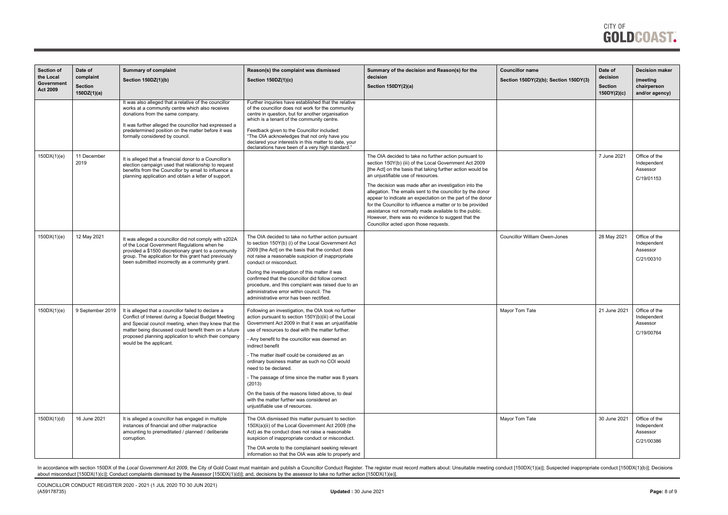| Section of the Local Government Act 2009 | Date of complaint Section 150DZ(1)(a) | Summary of complaint Section 150DZ(1)(b) | Reason(s) the complaint was dismissed Section 150DZ(1)(c) | Summary of the decision and Reason(s) for the decision Section 150DY(2)(a) | Councillor name Section 150DY(2)(b); Section 150DY(3) | Date of decision Section 150DY(2)(c) | Decision maker (meeting chairperson and/or agency) |
|---|---|---|---|---|---|---|---|
| | | It was also alleged that a relative of the councillor works at a community centre which also receives donations from the same company.<br><br>It was further alleged the councillor had expressed a predetermined position on the matter before it was formally considered by council. | Further inquiries have established that the relative of the councillor does not work for the community centre in question, but for another organisation which is a tenant of the community centre.<br><br>Feedback given to the Councillor included: "The OIA acknowledges that not only have you declared your interest/s in this matter to date, your declarations have been of a very high standard." | | | | |
| 150DX(1)(e) | 11 December 2019 | It is alleged that a financial donor to a Councillor's election campaign used that relationship to request benefits from the Councillor by email to influence a planning application and obtain a letter of support. | | The OIA decided to take no further action pursuant to section 150Y(b) (iii) of the Local Government Act 2009 [the Act] on the basis that taking further action would be an unjustifiable use of resources.<br><br>The decision was made after an investigation into the allegation. The emails sent to the councillor by the donor appear to indicate an expectation on the part of the donor for the Councillor to influence a matter or to be provided assistance not normally made available to the public. However, there was no evidence to suggest that the Councillor acted upon those requests. | | 7 June 2021 | Office of the Independent Assessor C/19/01153 |
| 150DX(1)(e) | 12 May 2021 | It was alleged a councillor did not comply with s202A of the Local Government Regulations when he provided a $1500 discretionary grant to a community group. The application for this grant had previously been submitted incorrectly as a community grant. | The OIA decided to take no further action pursuant to section 150Y(b) (i) of the Local Government Act 2009 [the Act] on the basis that the conduct does not raise a reasonable suspicion of inappropriate conduct or misconduct.<br><br>During the investigation of this matter it was confirmed that the councillor did follow correct procedure, and this complaint was raised due to an administrative error within council. The administrative error has been rectified. | | Councillor William Owen-Jones | 28 May 2021 | Office of the Independent Assessor C/21/00310 |
| 150DX(1)(e) | 9 September 2019 | It is alleged that a councillor failed to declare a Conflict of Interest during a Special Budget Meeting and Special council meeting, when they knew that the matter being discussed could benefit them on a future proposed planning application to which their company would be the applicant. | Following an investigation, the OIA took no further action pursuant to section 150Y(b)(iii) of the Local Government Act 2009 in that it was an unjustifiable use of resources to deal with the matter further.<br><br>- Any benefit to the councillor was deemed an indirect benefit<br><br>- The matter itself could be considered as an ordinary business matter as such no COI would need to be declared.<br><br>- The passage of time since the matter was 8 years (2013)<br><br>On the basis of the reasons listed above, to deal with the matter further was considered an unjustifiable use of resources. | | Mayor Tom Tate | 21 June 2021 | Office of the Independent Assessor C/19/00764 |
| 150DX(1)(d) | 16 June 2021 | It is alleged a councillor has engaged in multiple instances of financial and other malpractice amounting to premeditated / planned / deliberate corruption. | The OIA dismissed this matter pursuant to section 150X(a)(ii) of the Local Government Act 2009 (the Act) as the conduct does not raise a reasonable suspicion of inappropriate conduct or misconduct.<br><br>The OIA wrote to the complainant seeking relevant information so that the OIA was able to properly and | | Mayor Tom Tate | 30 June 2021 | Office of the Independent Assessor C/21/00386 |

In accordance with section 150DX of the *Local Government Act 2009*, the City of Gold Coast must maintain and publish a Councillor Conduct Register. The register must record matters about: Unsuitable meeting conduct [150DX(1)(a)]; Suspected inappropriate conduct [150DX(1)(b)]; Decisions about misconduct [150DX(1)(c)]; Conduct complaints dismissed by the Assessor [150DX(1)(d)]; and, decisions by the assessor to take no further action [150DX(1)(e)].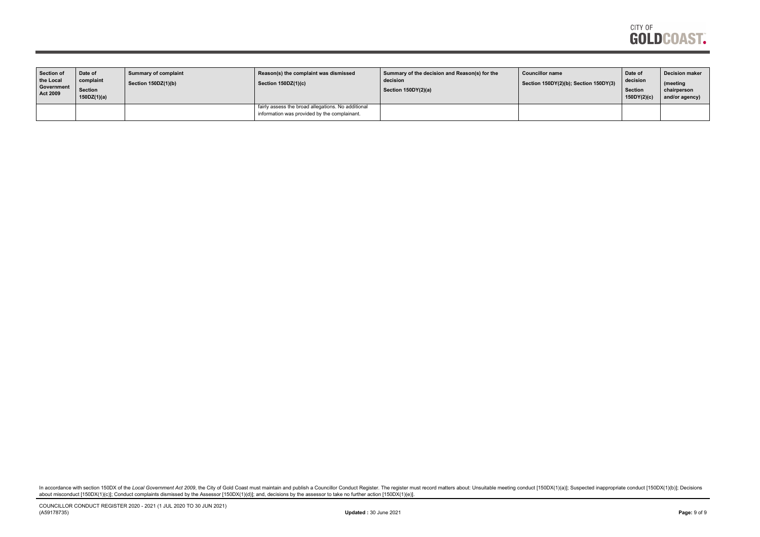| Section of the Local Government Act 2009 | Date of complaint Section 150DZ(1)(a) | Summary of complaint Section 150DZ(1)(b) | Reason(s) the complaint was dismissed Section 150DZ(1)(c) | Summary of the decision and Reason(s) for the decision Section 150DY(2)(a) | Councillor name Section 150DY(2)(b); Section 150DY(3) | Date of decision Section 150DY(2)(c) | Decision maker (meeting chairperson and/or agency) |
|---|---|---|---|---|---|---|---|
| | | | fairly assess the broad allegations. No additional information was provided by the complainant. | | | | |

In accordance with section 150DX of the *Local Government Act 2009*, the City of Gold Coast must maintain and publish a Councillor Conduct Register. The register must record matters about: Unsuitable meeting conduct [150DX(1)(a)]; Suspected inappropriate conduct [150DX(1)(b)]; Decisions about misconduct [150DX(1)(c)]; Conduct complaints dismissed by the Assessor [150DX(1)(d)]; and, decisions by the assessor to take no further action [150DX(1)(e)].